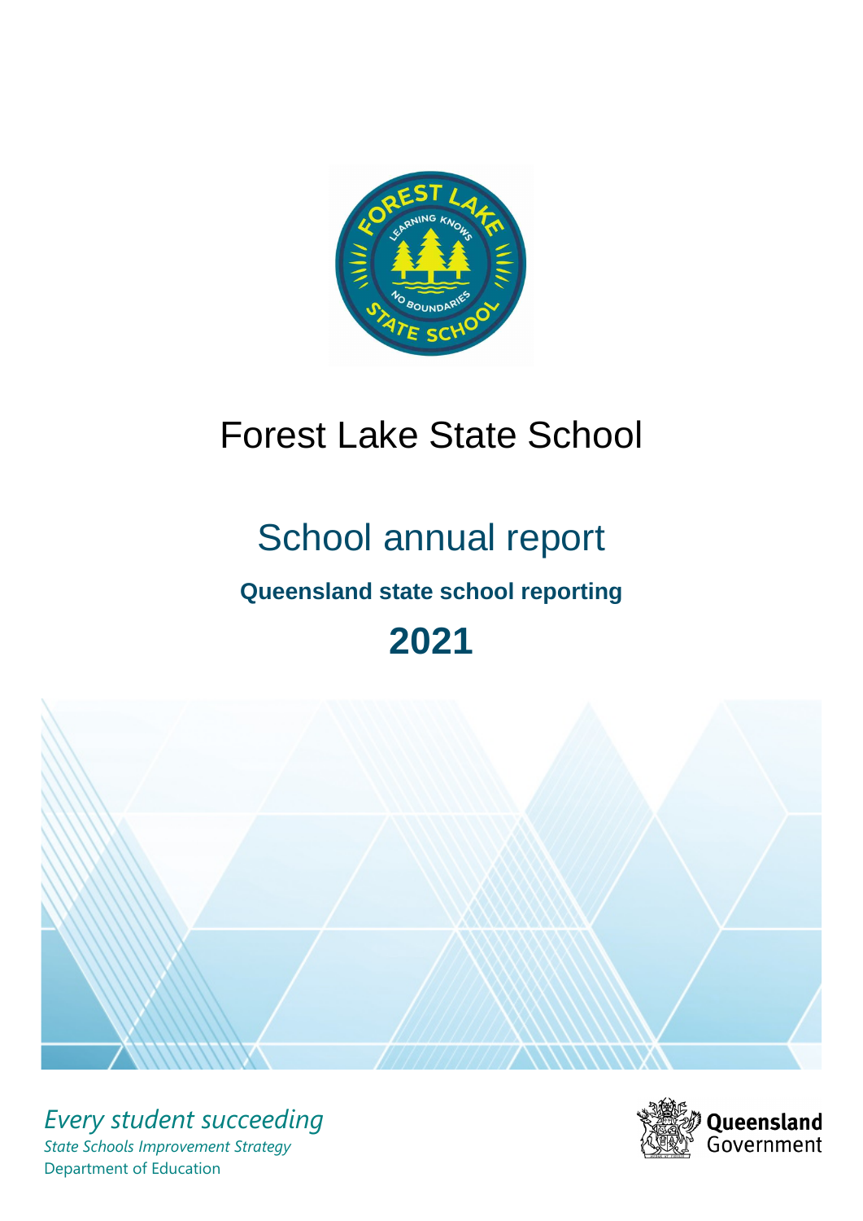# Forest Lake State School

## School annual report

### Queensland state school reporting

## 2021

*Every student succeeding*

*State Schools Improvement Strategy*

Department of Education

Queensland Government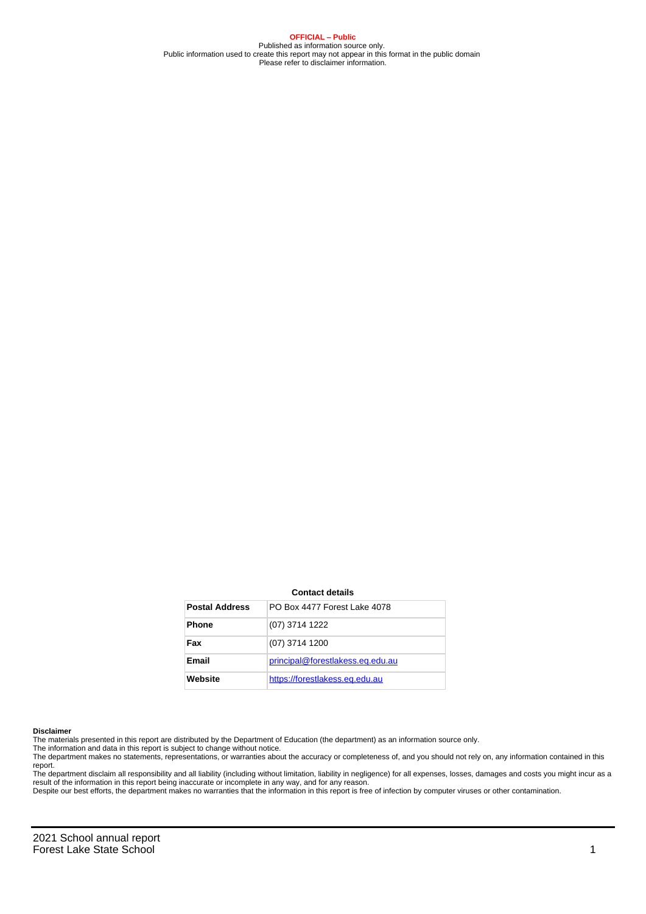**OFFICIAL – Public**
Published as information source only.
Public information used to create this report may not appear in this format in the public domain
Please refer to disclaimer information.

**Contact details**

| | |
|---|---|
| **Postal Address** | PO Box 4477 Forest Lake 4078 |
| **Phone** | (07) 3714 1222 |
| **Fax** | (07) 3714 1200 |
| **Email** | principal@forestlakess.eq.edu.au |
| **Website** | https://forestlakess.eq.edu.au |

**Disclaimer**

The materials presented in this report are distributed by the Department of Education (the department) as an information source only.
The information and data in this report is subject to change without notice.
The department makes no statements, representations, or warranties about the accuracy or completeness of, and you should not rely on, any information contained in this report.
The department disclaim all responsibility and all liability (including without limitation, liability in negligence) for all expenses, losses, damages and costs you might incur as a result of the information in this report being inaccurate or incomplete in any way, and for any reason.
Despite our best efforts, the department makes no warranties that the information in this report is free of infection by computer viruses or other contamination.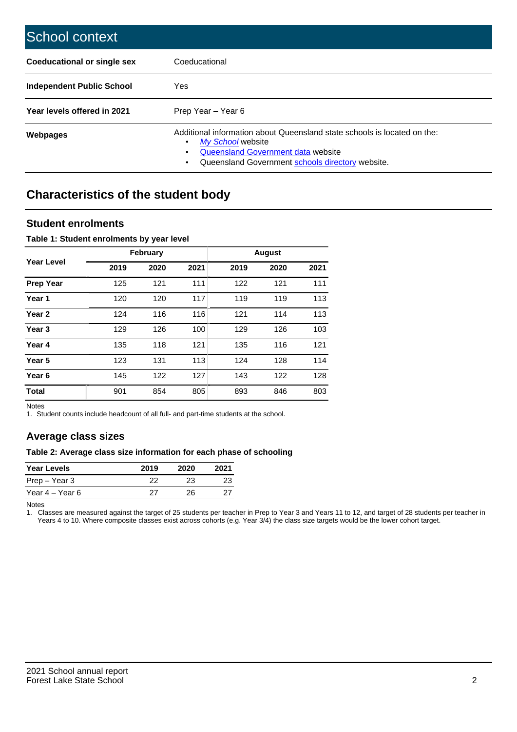## School context

| | |
|---|---|
| **Coeducational or single sex** | Coeducational |
| **Independent Public School** | Yes |
| **Year levels offered in 2021** | Prep Year – Year 6 |
| **Webpages** | Additional information about Queensland state schools is located on the: • *My School* website • Queensland Government data website • Queensland Government schools directory website. |

## Characteristics of the student body

### Student enrolments

**Table 1: Student enrolments by year level**

| Year Level | February | | | August | | |
|---|---|---|---|---|---|---|
| | 2019 | 2020 | 2021 | 2019 | 2020 | 2021 |
| **Prep Year** | 125 | 121 | 111 | 122 | 121 | 111 |
| **Year 1** | 120 | 120 | 117 | 119 | 119 | 113 |
| **Year 2** | 124 | 116 | 116 | 121 | 114 | 113 |
| **Year 3** | 129 | 126 | 100 | 129 | 126 | 103 |
| **Year 4** | 135 | 118 | 121 | 135 | 116 | 121 |
| **Year 5** | 123 | 131 | 113 | 124 | 128 | 114 |
| **Year 6** | 145 | 122 | 127 | 143 | 122 | 128 |
| **Total** | 901 | 854 | 805 | 893 | 846 | 803 |

Notes
1. Student counts include headcount of all full- and part-time students at the school.

### Average class sizes

**Table 2: Average class size information for each phase of schooling**

| Year Levels | 2019 | 2020 | 2021 |
|---|---|---|---|
| Prep – Year 3 | 22 | 23 | 23 |
| Year 4 – Year 6 | 27 | 26 | 27 |

Notes
1. Classes are measured against the target of 25 students per teacher in Prep to Year 3 and Years 11 to 12, and target of 28 students per teacher in Years 4 to 10. Where composite classes exist across cohorts (e.g. Year 3/4) the class size targets would be the lower cohort target.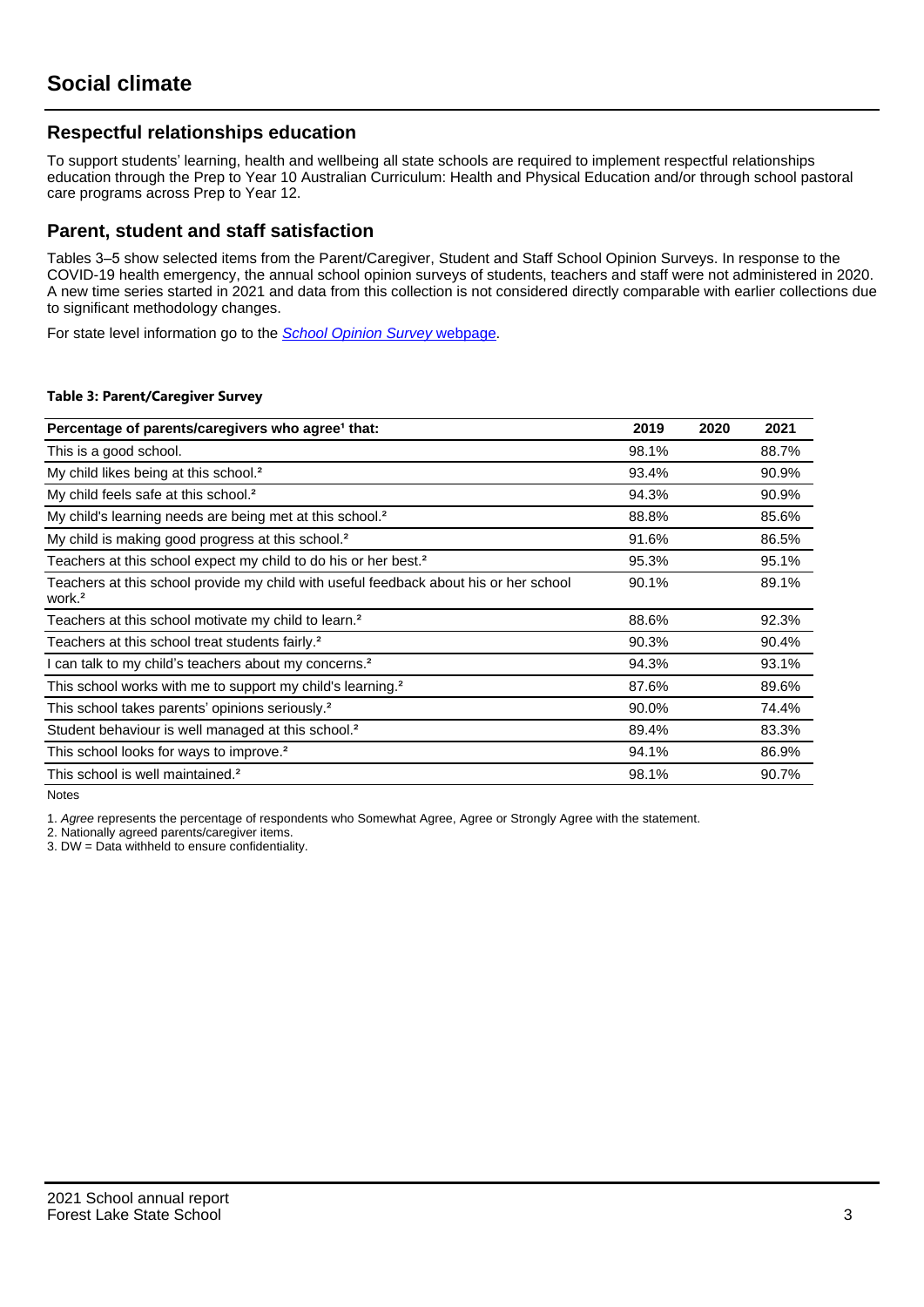# Social climate

## Respectful relationships education

To support students' learning, health and wellbeing all state schools are required to implement respectful relationships education through the Prep to Year 10 Australian Curriculum: Health and Physical Education and/or through school pastoral care programs across Prep to Year 12.

## Parent, student and staff satisfaction

Tables 3–5 show selected items from the Parent/Caregiver, Student and Staff School Opinion Surveys. In response to the COVID-19 health emergency, the annual school opinion surveys of students, teachers and staff were not administered in 2020. A new time series started in 2021 and data from this collection is not considered directly comparable with earlier collections due to significant methodology changes.

For state level information go to the *School Opinion Survey* webpage.

**Table 3: Parent/Caregiver Survey**

| Percentage of parents/caregivers who agree[1] that: | 2019 | 2020 | 2021 |
|---|---|---|---|
| This is a good school. | 98.1% | | 88.7% |
| My child likes being at this school.[2] | 93.4% | | 90.9% |
| My child feels safe at this school.[2] | 94.3% | | 90.9% |
| My child's learning needs are being met at this school.[2] | 88.8% | | 85.6% |
| My child is making good progress at this school.[2] | 91.6% | | 86.5% |
| Teachers at this school expect my child to do his or her best.[2] | 95.3% | | 95.1% |
| Teachers at this school provide my child with useful feedback about his or her school work.[2] | 90.1% | | 89.1% |
| Teachers at this school motivate my child to learn.[2] | 88.6% | | 92.3% |
| Teachers at this school treat students fairly.[2] | 90.3% | | 90.4% |
| I can talk to my child's teachers about my concerns.[2] | 94.3% | | 93.1% |
| This school works with me to support my child's learning.[2] | 87.6% | | 89.6% |
| This school takes parents' opinions seriously.[2] | 90.0% | | 74.4% |
| Student behaviour is well managed at this school.[2] | 89.4% | | 83.3% |
| This school looks for ways to improve.[2] | 94.1% | | 86.9% |
| This school is well maintained.[2] | 98.1% | | 90.7% |

Notes

1. *Agree* represents the percentage of respondents who Somewhat Agree, Agree or Strongly Agree with the statement.
2. Nationally agreed parents/caregiver items.
3. DW = Data withheld to ensure confidentiality.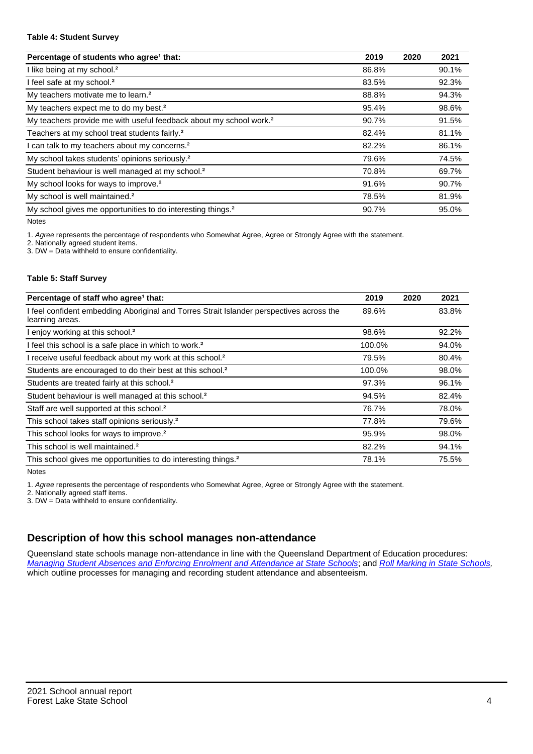**Table 4: Student Survey**

| Percentage of students who agree[1] that: | 2019 | 2020 | 2021 |
|---|---|---|---|
| I like being at my school.[2] | 86.8% | | 90.1% |
| I feel safe at my school.[2] | 83.5% | | 92.3% |
| My teachers motivate me to learn.[2] | 88.8% | | 94.3% |
| My teachers expect me to do my best.[2] | 95.4% | | 98.6% |
| My teachers provide me with useful feedback about my school work.[2] | 90.7% | | 91.5% |
| Teachers at my school treat students fairly.[2] | 82.4% | | 81.1% |
| I can talk to my teachers about my concerns.[2] | 82.2% | | 86.1% |
| My school takes students' opinions seriously.[2] | 79.6% | | 74.5% |
| Student behaviour is well managed at my school.[2] | 70.8% | | 69.7% |
| My school looks for ways to improve.[2] | 91.6% | | 90.7% |
| My school is well maintained.[2] | 78.5% | | 81.9% |
| My school gives me opportunities to do interesting things.[2] | 90.7% | | 95.0% |

Notes

1. *Agree* represents the percentage of respondents who Somewhat Agree, Agree or Strongly Agree with the statement.
2. Nationally agreed student items.
3. DW = Data withheld to ensure confidentiality.

**Table 5: Staff Survey**

| Percentage of staff who agree[1] that: | 2019 | 2020 | 2021 |
|---|---|---|---|
| I feel confident embedding Aboriginal and Torres Strait Islander perspectives across the learning areas. | 89.6% | | 83.8% |
| I enjoy working at this school.[2] | 98.6% | | 92.2% |
| I feel this school is a safe place in which to work.[2] | 100.0% | | 94.0% |
| I receive useful feedback about my work at this school.[2] | 79.5% | | 80.4% |
| Students are encouraged to do their best at this school.[2] | 100.0% | | 98.0% |
| Students are treated fairly at this school.[2] | 97.3% | | 96.1% |
| Student behaviour is well managed at this school.[2] | 94.5% | | 82.4% |
| Staff are well supported at this school.[2] | 76.7% | | 78.0% |
| This school takes staff opinions seriously.[2] | 77.8% | | 79.6% |
| This school looks for ways to improve.[2] | 95.9% | | 98.0% |
| This school is well maintained.[2] | 82.2% | | 94.1% |
| This school gives me opportunities to do interesting things.[2] | 78.1% | | 75.5% |

Notes

1. *Agree* represents the percentage of respondents who Somewhat Agree, Agree or Strongly Agree with the statement.
2. Nationally agreed staff items.
3. DW = Data withheld to ensure confidentiality.

## Description of how this school manages non-attendance

Queensland state schools manage non-attendance in line with the Queensland Department of Education procedures: *Managing Student Absences and Enforcing Enrolment and Attendance at State Schools*; and *Roll Marking in State Schools*, which outline processes for managing and recording student attendance and absenteeism.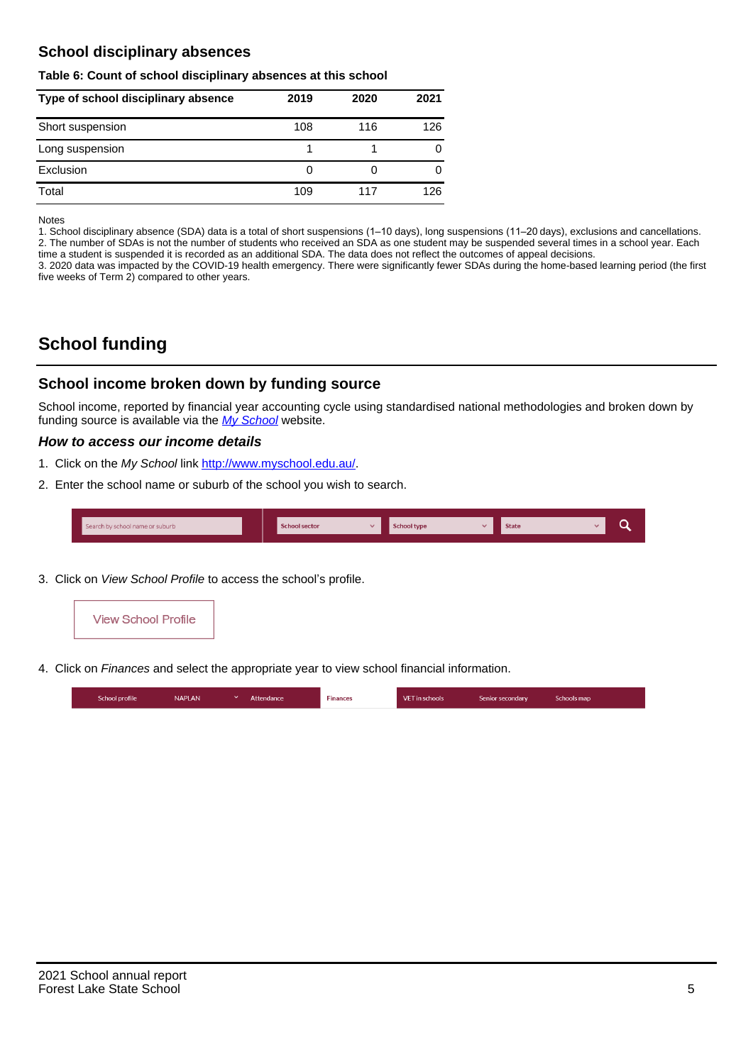## School disciplinary absences

**Table 6: Count of school disciplinary absences at this school**

| Type of school disciplinary absence | 2019 | 2020 | 2021 |
|---|---|---|---|
| Short suspension | 108 | 116 | 126 |
| Long suspension | 1 | 1 | 0 |
| Exclusion | 0 | 0 | 0 |
| Total | 109 | 117 | 126 |

Notes
1. School disciplinary absence (SDA) data is a total of short suspensions (1–10 days), long suspensions (11–20 days), exclusions and cancellations.
2. The number of SDAs is not the number of students who received an SDA as one student may be suspended several times in a school year. Each time a student is suspended it is recorded as an additional SDA. The data does not reflect the outcomes of appeal decisions.
3. 2020 data was impacted by the COVID-19 health emergency. There were significantly fewer SDAs during the home-based learning period (the first five weeks of Term 2) compared to other years.

# School funding

## School income broken down by funding source

School income, reported by financial year accounting cycle using standardised national methodologies and broken down by funding source is available via the *My School* website.

### *How to access our income details*

1. Click on the *My School* link http://www.myschool.edu.au/.
2. Enter the school name or suburb of the school you wish to search.

Search by school name or suburb | School sector | School type | State

3. Click on *View School Profile* to access the school's profile.

View School Profile

4. Click on *Finances* and select the appropriate year to view school financial information.

School profile | NAPLAN | Attendance | Finances | VET in schools | Senior secondary | Schools map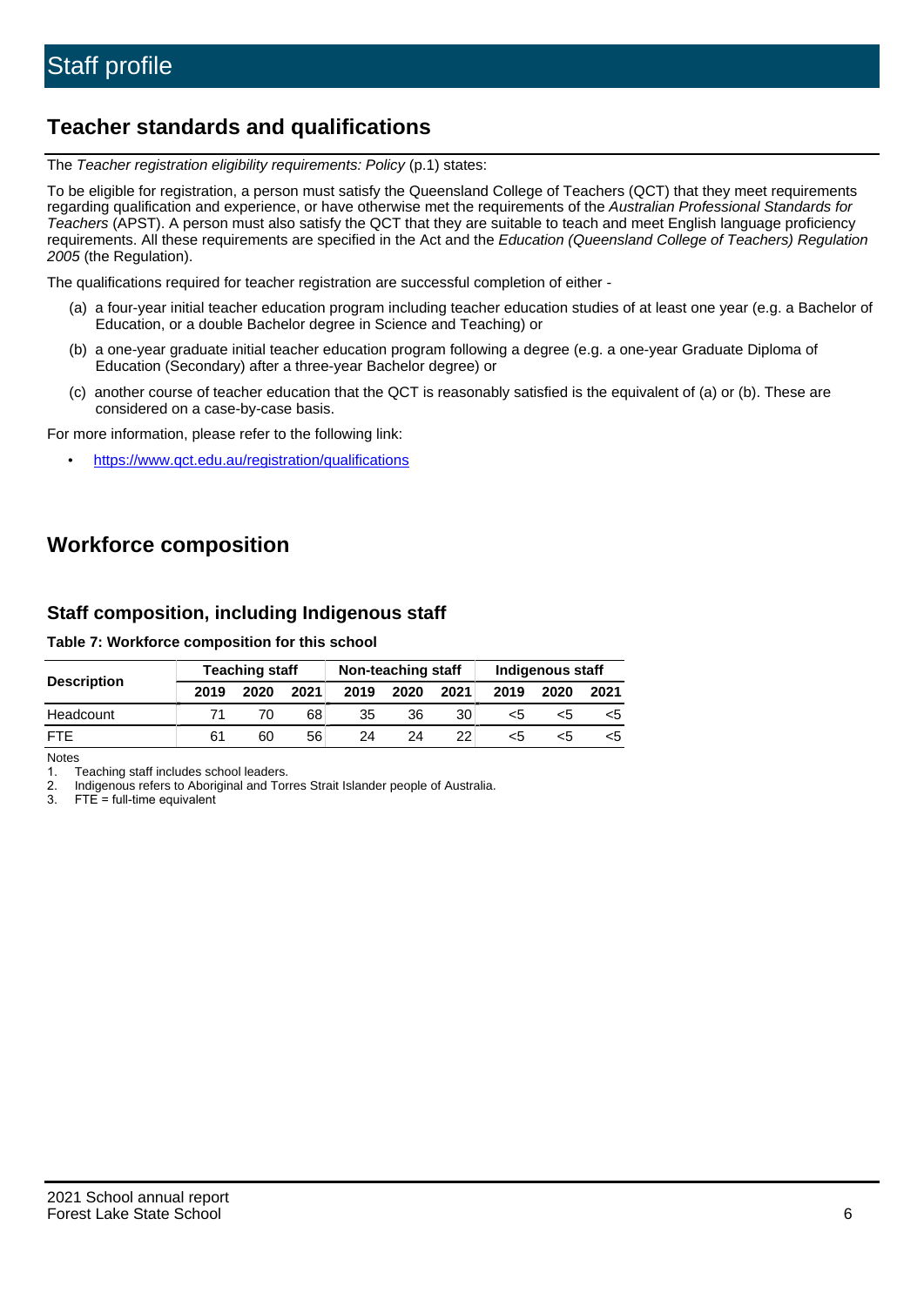# Staff profile

## Teacher standards and qualifications

The *Teacher registration eligibility requirements: Policy* (p.1) states:

To be eligible for registration, a person must satisfy the Queensland College of Teachers (QCT) that they meet requirements regarding qualification and experience, or have otherwise met the requirements of the *Australian Professional Standards for Teachers* (APST). A person must also satisfy the QCT that they are suitable to teach and meet English language proficiency requirements. All these requirements are specified in the Act and the *Education (Queensland College of Teachers) Regulation 2005* (the Regulation).

The qualifications required for teacher registration are successful completion of either -

(a) a four-year initial teacher education program including teacher education studies of at least one year (e.g. a Bachelor of Education, or a double Bachelor degree in Science and Teaching) or

(b) a one-year graduate initial teacher education program following a degree (e.g. a one-year Graduate Diploma of Education (Secondary) after a three-year Bachelor degree) or

(c) another course of teacher education that the QCT is reasonably satisfied is the equivalent of (a) or (b). These are considered on a case-by-case basis.

For more information, please refer to the following link:

- https://www.qct.edu.au/registration/qualifications

## Workforce composition

### Staff composition, including Indigenous staff

**Table 7: Workforce composition for this school**

| Description | Teaching staff | | | Non-teaching staff | | | Indigenous staff | | |
|---|---|---|---|---|---|---|---|---|---|
| | 2019 | 2020 | 2021 | 2019 | 2020 | 2021 | 2019 | 2020 | 2021 |
| Headcount | 71 | 70 | 68 | 35 | 36 | 30 | <5 | <5 | <5 |
| FTE | 61 | 60 | 56 | 24 | 24 | 22 | <5 | <5 | <5 |

Notes

1. Teaching staff includes school leaders.
2. Indigenous refers to Aboriginal and Torres Strait Islander people of Australia.
3. FTE = full-time equivalent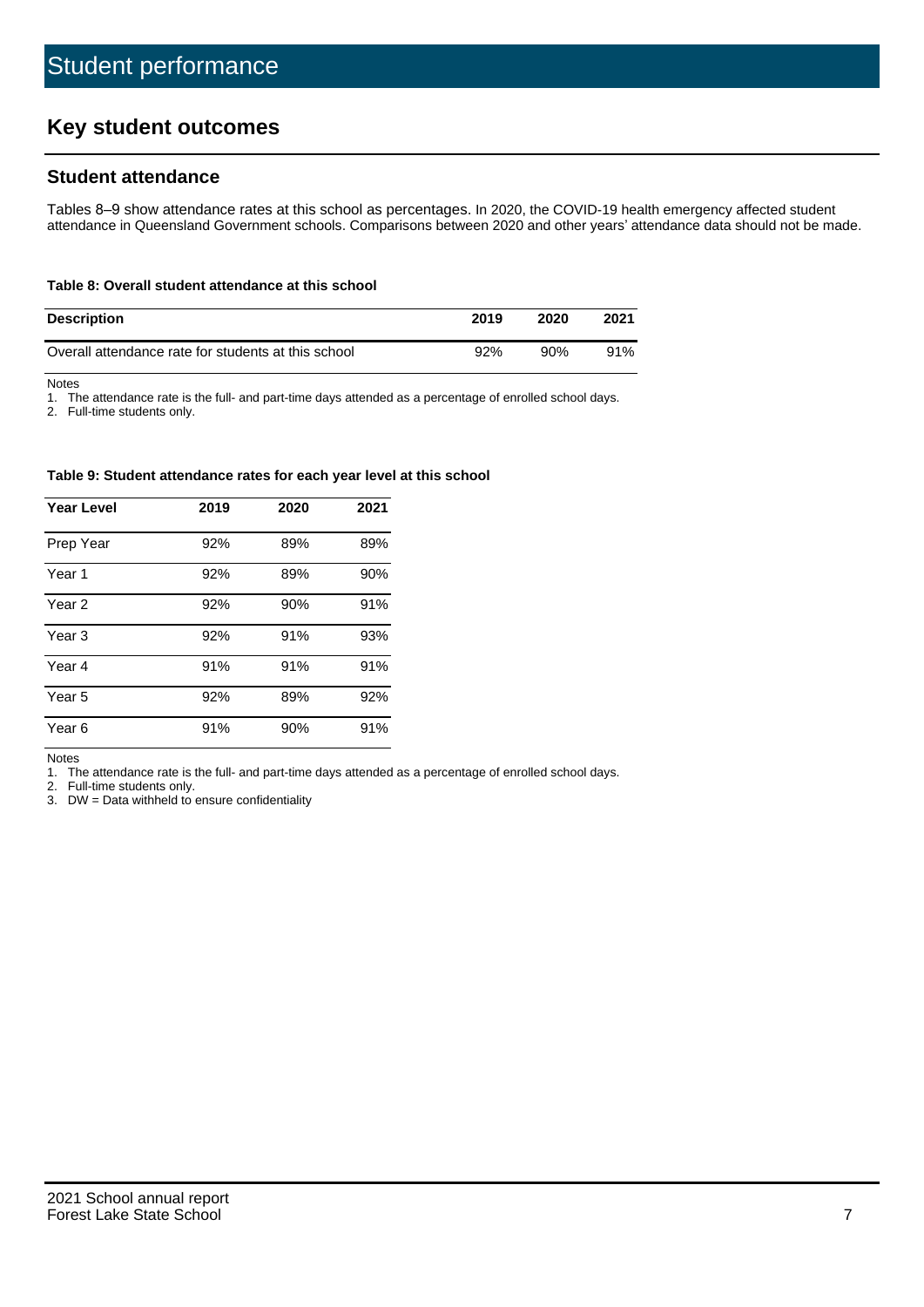# Student performance

## Key student outcomes

### Student attendance

Tables 8–9 show attendance rates at this school as percentages. In 2020, the COVID-19 health emergency affected student attendance in Queensland Government schools. Comparisons between 2020 and other years' attendance data should not be made.

**Table 8: Overall student attendance at this school**

| Description | 2019 | 2020 | 2021 |
|---|---|---|---|
| Overall attendance rate for students at this school | 92% | 90% | 91% |

Notes
1. The attendance rate is the full- and part-time days attended as a percentage of enrolled school days.
2. Full-time students only.

**Table 9: Student attendance rates for each year level at this school**

| Year Level | 2019 | 2020 | 2021 |
|---|---|---|---|
| Prep Year | 92% | 89% | 89% |
| Year 1 | 92% | 89% | 90% |
| Year 2 | 92% | 90% | 91% |
| Year 3 | 92% | 91% | 93% |
| Year 4 | 91% | 91% | 91% |
| Year 5 | 92% | 89% | 92% |
| Year 6 | 91% | 90% | 91% |

Notes
1. The attendance rate is the full- and part-time days attended as a percentage of enrolled school days.
2. Full-time students only.
3. DW = Data withheld to ensure confidentiality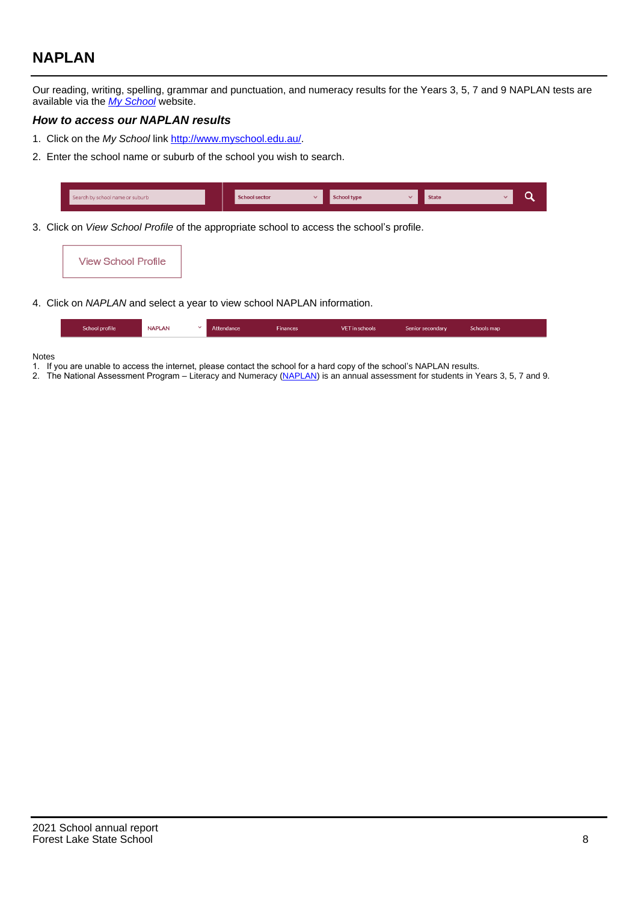## NAPLAN

Our reading, writing, spelling, grammar and punctuation, and numeracy results for the Years 3, 5, 7 and 9 NAPLAN tests are available via the *My School* website.

### *How to access our NAPLAN results*

1. Click on the *My School* link http://www.myschool.edu.au/.
2. Enter the school name or suburb of the school you wish to search.

Search by school name or suburb | School sector | School type | State

3. Click on *View School Profile* of the appropriate school to access the school's profile.

View School Profile

4. Click on *NAPLAN* and select a year to view school NAPLAN information.

School profile | NAPLAN | Attendance | Finances | VET in schools | Senior secondary | Schools map

Notes
1. If you are unable to access the internet, please contact the school for a hard copy of the school's NAPLAN results.
2. The National Assessment Program – Literacy and Numeracy (NAPLAN) is an annual assessment for students in Years 3, 5, 7 and 9.